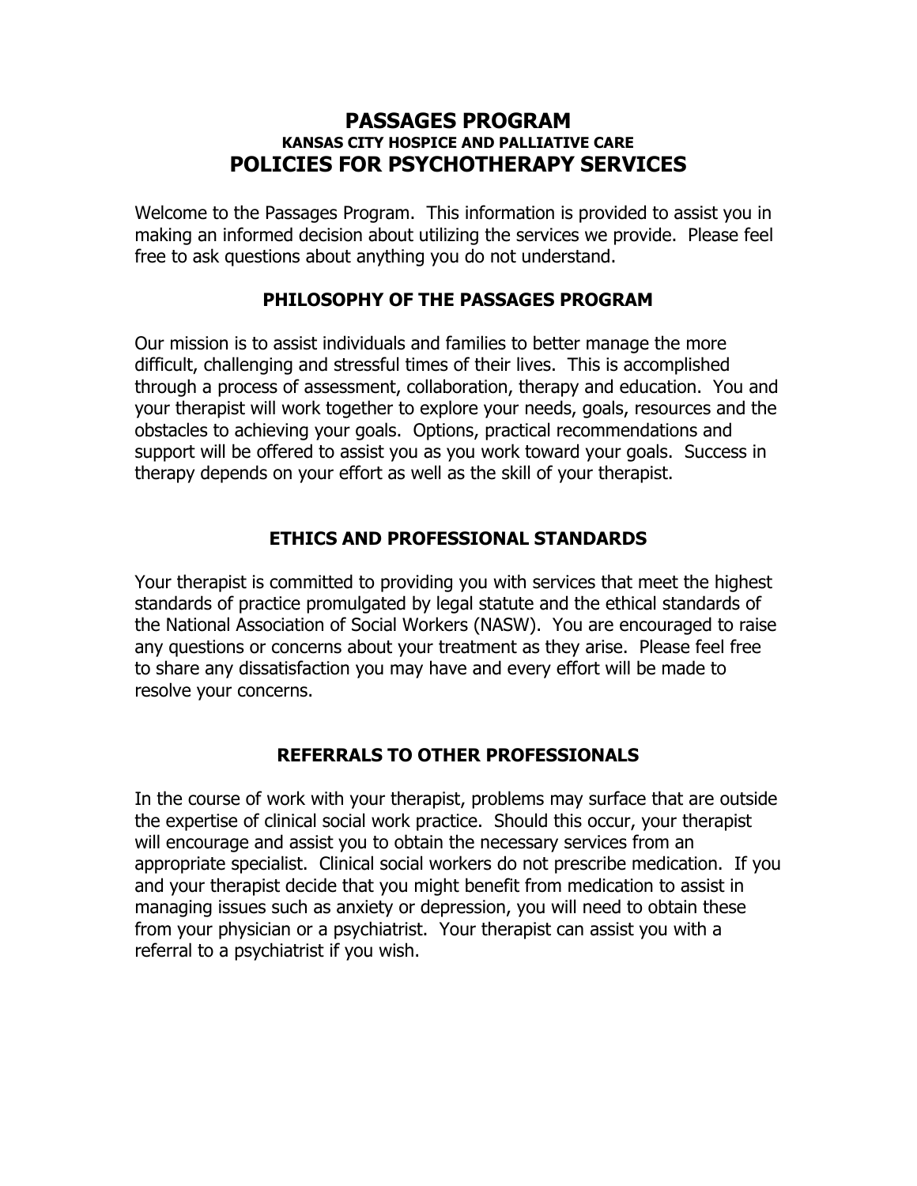# PASSAGES PROGRAM

### KANSAS CITY HOSPICE AND PALLIATIVE CARE

## POLICIES FOR PSYCHOTHERAPY SERVICES

Welcome to the Passages Program. This information is provided to assist you in making an informed decision about utilizing the services we provide. Please feel free to ask questions about anything you do not understand.

### PHILOSOPHY OF THE PASSAGES PROGRAM

Our mission is to assist individuals and families to better manage the more difficult, challenging and stressful times of their lives. This is accomplished through a process of assessment, collaboration, therapy and education. You and your therapist will work together to explore your needs, goals, resources and the obstacles to achieving your goals. Options, practical recommendations and support will be offered to assist you as you work toward your goals. Success in therapy depends on your effort as well as the skill of your therapist.

### ETHICS AND PROFESSIONAL STANDARDS

Your therapist is committed to providing you with services that meet the highest standards of practice promulgated by legal statute and the ethical standards of the National Association of Social Workers (NASW). You are encouraged to raise any questions or concerns about your treatment as they arise. Please feel free to share any dissatisfaction you may have and every effort will be made to resolve your concerns.

### REFERRALS TO OTHER PROFESSIONALS

In the course of work with your therapist, problems may surface that are outside the expertise of clinical social work practice. Should this occur, your therapist will encourage and assist you to obtain the necessary services from an appropriate specialist. Clinical social workers do not prescribe medication. If you and your therapist decide that you might benefit from medication to assist in managing issues such as anxiety or depression, you will need to obtain these from your physician or a psychiatrist. Your therapist can assist you with a referral to a psychiatrist if you wish.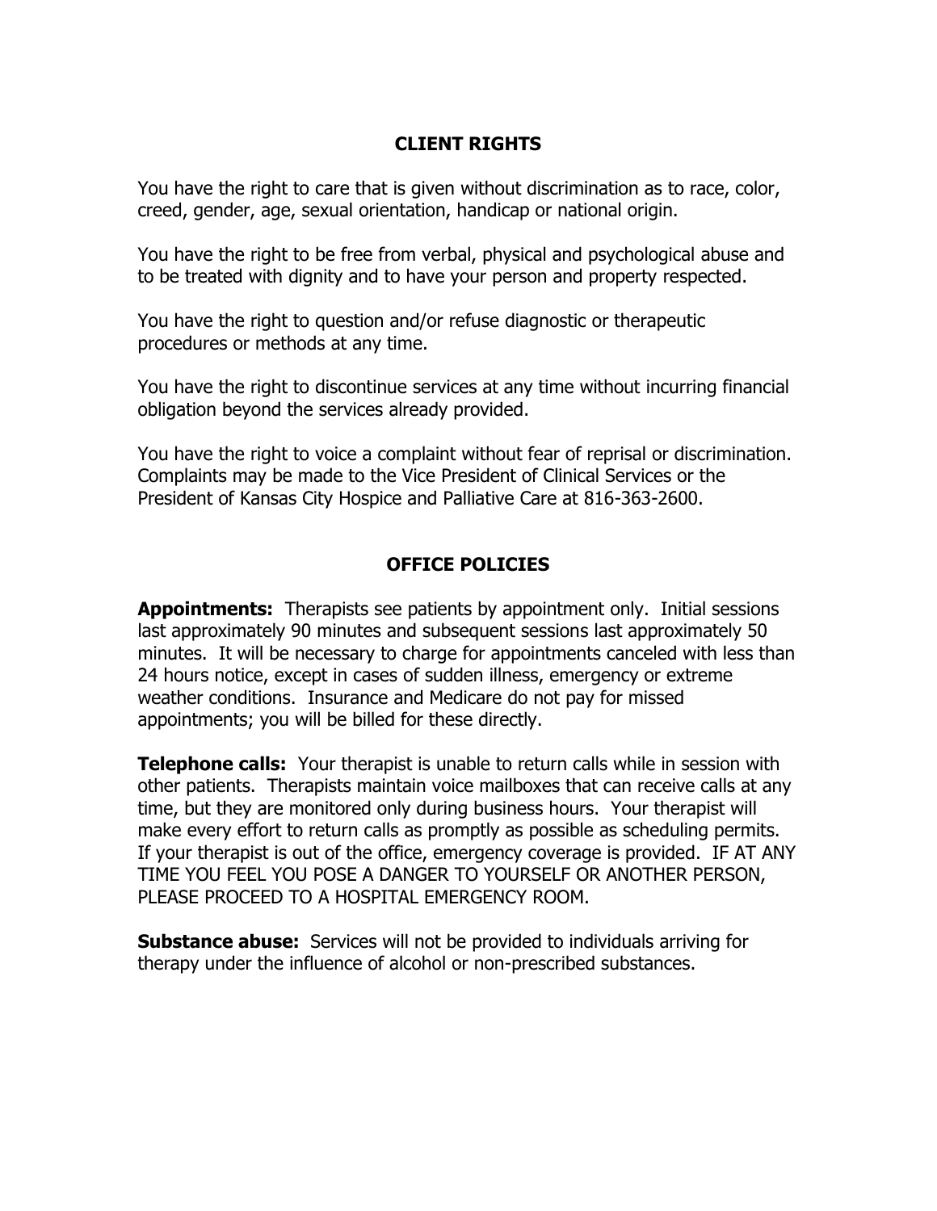## CLIENT RIGHTS

You have the right to care that is given without discrimination as to race, color, creed, gender, age, sexual orientation, handicap or national origin.

You have the right to be free from verbal, physical and psychological abuse and to be treated with dignity and to have your person and property respected.

You have the right to question and/or refuse diagnostic or therapeutic procedures or methods at any time.

You have the right to discontinue services at any time without incurring financial obligation beyond the services already provided.

You have the right to voice a complaint without fear of reprisal or discrimination. Complaints may be made to the Vice President of Clinical Services or the President of Kansas City Hospice and Palliative Care at 816-363-2600.

## OFFICE POLICIES

**Appointments:** Therapists see patients by appointment only. Initial sessions last approximately 90 minutes and subsequent sessions last approximately 50 minutes. It will be necessary to charge for appointments canceled with less than 24 hours notice, except in cases of sudden illness, emergency or extreme weather conditions. Insurance and Medicare do not pay for missed appointments; you will be billed for these directly.

**Telephone calls:** Your therapist is unable to return calls while in session with other patients. Therapists maintain voice mailboxes that can receive calls at any time, but they are monitored only during business hours. Your therapist will make every effort to return calls as promptly as possible as scheduling permits. If your therapist is out of the office, emergency coverage is provided. IF AT ANY TIME YOU FEEL YOU POSE A DANGER TO YOURSELF OR ANOTHER PERSON, PLEASE PROCEED TO A HOSPITAL EMERGENCY ROOM.

**Substance abuse:** Services will not be provided to individuals arriving for therapy under the influence of alcohol or non-prescribed substances.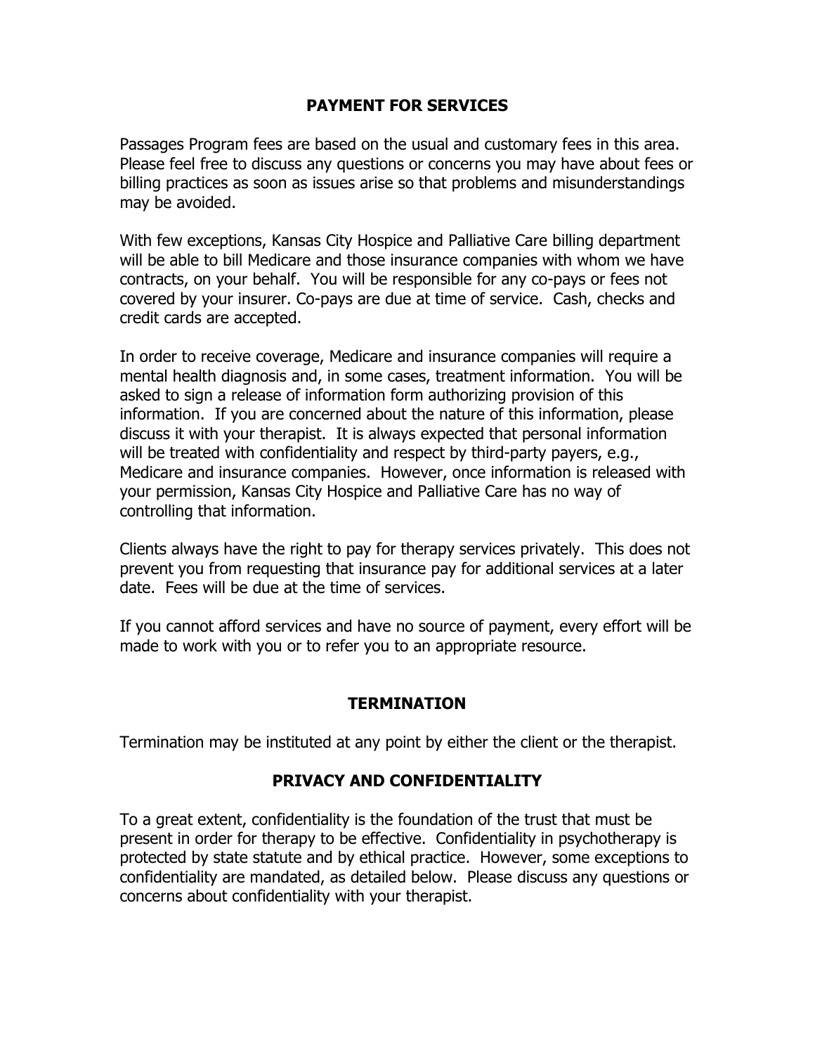## PAYMENT FOR SERVICES

Passages Program fees are based on the usual and customary fees in this area. Please feel free to discuss any questions or concerns you may have about fees or billing practices as soon as issues arise so that problems and misunderstandings may be avoided.

With few exceptions, Kansas City Hospice and Palliative Care billing department will be able to bill Medicare and those insurance companies with whom we have contracts, on your behalf. You will be responsible for any co-pays or fees not covered by your insurer. Co-pays are due at time of service. Cash, checks and credit cards are accepted.

In order to receive coverage, Medicare and insurance companies will require a mental health diagnosis and, in some cases, treatment information. You will be asked to sign a release of information form authorizing provision of this information. If you are concerned about the nature of this information, please discuss it with your therapist. It is always expected that personal information will be treated with confidentiality and respect by third-party payers, e.g., Medicare and insurance companies. However, once information is released with your permission, Kansas City Hospice and Palliative Care has no way of controlling that information.

Clients always have the right to pay for therapy services privately. This does not prevent you from requesting that insurance pay for additional services at a later date. Fees will be due at the time of services.

If you cannot afford services and have no source of payment, every effort will be made to work with you or to refer you to an appropriate resource.

## TERMINATION

Termination may be instituted at any point by either the client or the therapist.

## PRIVACY AND CONFIDENTIALITY

To a great extent, confidentiality is the foundation of the trust that must be present in order for therapy to be effective. Confidentiality in psychotherapy is protected by state statute and by ethical practice. However, some exceptions to confidentiality are mandated, as detailed below. Please discuss any questions or concerns about confidentiality with your therapist.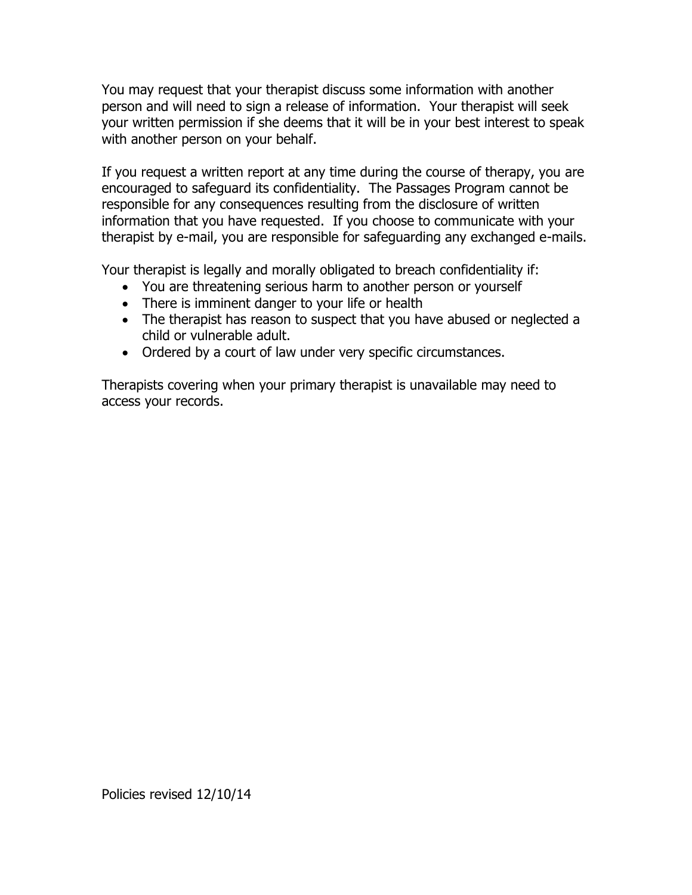You may request that your therapist discuss some information with another person and will need to sign a release of information. Your therapist will seek your written permission if she deems that it will be in your best interest to speak with another person on your behalf.

If you request a written report at any time during the course of therapy, you are encouraged to safeguard its confidentiality. The Passages Program cannot be responsible for any consequences resulting from the disclosure of written information that you have requested. If you choose to communicate with your therapist by e-mail, you are responsible for safeguarding any exchanged e-mails.

Your therapist is legally and morally obligated to breach confidentiality if:

- You are threatening serious harm to another person or yourself
- There is imminent danger to your life or health
- The therapist has reason to suspect that you have abused or neglected a child or vulnerable adult.
- Ordered by a court of law under very specific circumstances.

Therapists covering when your primary therapist is unavailable may need to access your records.

Policies revised 12/10/14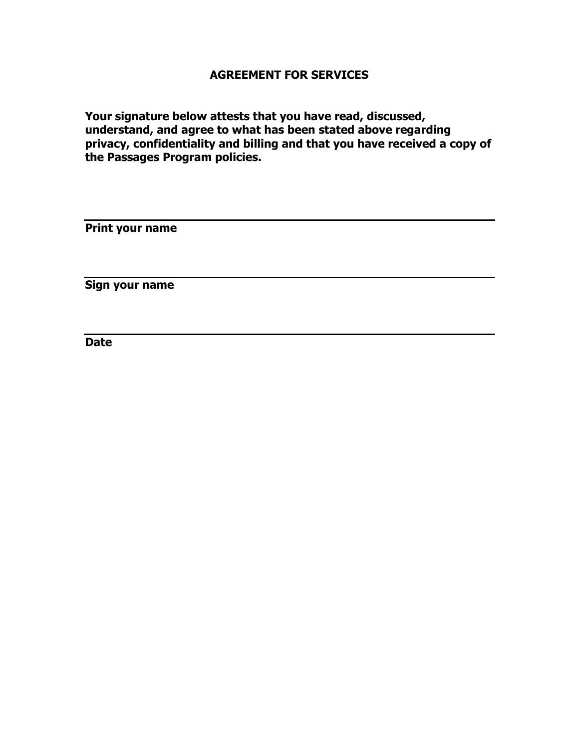# AGREEMENT FOR SERVICES

**Your signature below attests that you have read, discussed, understand, and agree to what has been stated above regarding privacy, confidentiality and billing and that you have received a copy of the Passages Program policies.**

______________________________________________

**Print your name**

______________________________________________

**Sign your name**

______________________________________________

**Date**